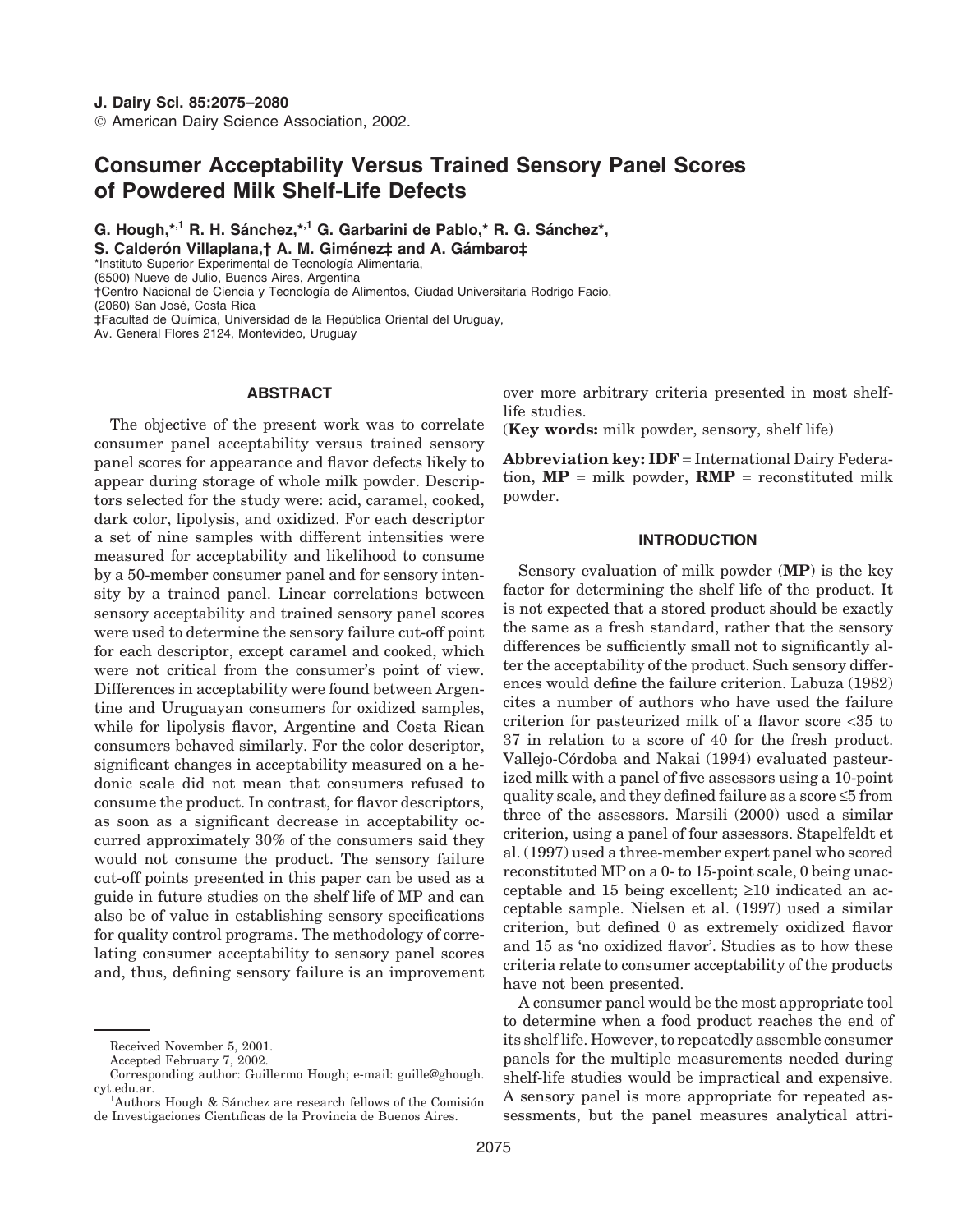# Consumer Acceptability Versus Trained Sensory Panel Scores of Powdered Milk Shelf-Life Defects

**G. Hough,\*[1] R. H. Sánchez,\*[1] G. Garbarini de Pablo,\* R. G. Sánchez\*, S. Calderón Villaplana,† A. M. Giménez‡ and A. Gámbaro‡**

\*Instituto Superior Experimental de Tecnología Alimentaria, (6500) Nueve de Julio, Buenos Aires, Argentina
†Centro Nacional de Ciencia y Tecnología de Alimentos, Ciudad Universitaria Rodrigo Facio, (2060) San José, Costa Rica
‡Facultad de Química, Universidad de la República Oriental del Uruguay, Av. General Flores 2124, Montevideo, Uruguay

## ABSTRACT

The objective of the present work was to correlate consumer panel acceptability versus trained sensory panel scores for appearance and flavor defects likely to appear during storage of whole milk powder. Descriptors selected for the study were: acid, caramel, cooked, dark color, lipolysis, and oxidized. For each descriptor a set of nine samples with different intensities were measured for acceptability and likelihood to consume by a 50-member consumer panel and for sensory intensity by a trained panel. Linear correlations between sensory acceptability and trained sensory panel scores were used to determine the sensory failure cut-off point for each descriptor, except caramel and cooked, which were not critical from the consumer's point of view. Differences in acceptability were found between Argentine and Uruguayan consumers for oxidized samples, while for lipolysis flavor, Argentine and Costa Rican consumers behaved similarly. For the color descriptor, significant changes in acceptability measured on a hedonic scale did not mean that consumers refused to consume the product. In contrast, for flavor descriptors, as soon as a significant decrease in acceptability occurred approximately 30% of the consumers said they would not consume the product. The sensory failure cut-off points presented in this paper can be used as a guide in future studies on the shelf life of MP and can also be of value in establishing sensory specifications for quality control programs. The methodology of correlating consumer acceptability to sensory panel scores and, thus, defining sensory failure is an improvement over more arbitrary criteria presented in most shelf-life studies.

(**Key words:** milk powder, sensory, shelf life)

**Abbreviation key: IDF** = International Dairy Federation, **MP** = milk powder, **RMP** = reconstituted milk powder.

## INTRODUCTION

Sensory evaluation of milk powder (**MP**) is the key factor for determining the shelf life of the product. It is not expected that a stored product should be exactly the same as a fresh standard, rather that the sensory differences be sufficiently small not to significantly alter the acceptability of the product. Such sensory differences would define the failure criterion. Labuza (1982) cites a number of authors who have used the failure criterion for pasteurized milk of a flavor score <35 to 37 in relation to a score of 40 for the fresh product. Vallejo-Córdoba and Nakai (1994) evaluated pasteurized milk with a panel of five assessors using a 10-point quality scale, and they defined failure as a score ≤5 from three of the assessors. Marsili (2000) used a similar criterion, using a panel of four assessors. Stapelfeldt et al. (1997) used a three-member expert panel who scored reconstituted MP on a 0- to 15-point scale, 0 being unacceptable and 15 being excellent; ≥10 indicated an acceptable sample. Nielsen et al. (1997) used a similar criterion, but defined 0 as extremely oxidized flavor and 15 as 'no oxidized flavor'. Studies as to how these criteria relate to consumer acceptability of the products have not been presented.

A consumer panel would be the most appropriate tool to determine when a food product reaches the end of its shelf life. However, to repeatedly assemble consumer panels for the multiple measurements needed during shelf-life studies would be impractical and expensive. A sensory panel is more appropriate for repeated assessments, but the panel measures analytical attri-

Received November 5, 2001.
Accepted February 7, 2002.
Corresponding author: Guillermo Hough; e-mail: guille@ghough.cyt.edu.ar.
[1]Authors Hough & Sánchez are research fellows of the Comisión de Investigaciones Cientıficas de la Provincia de Buenos Aires.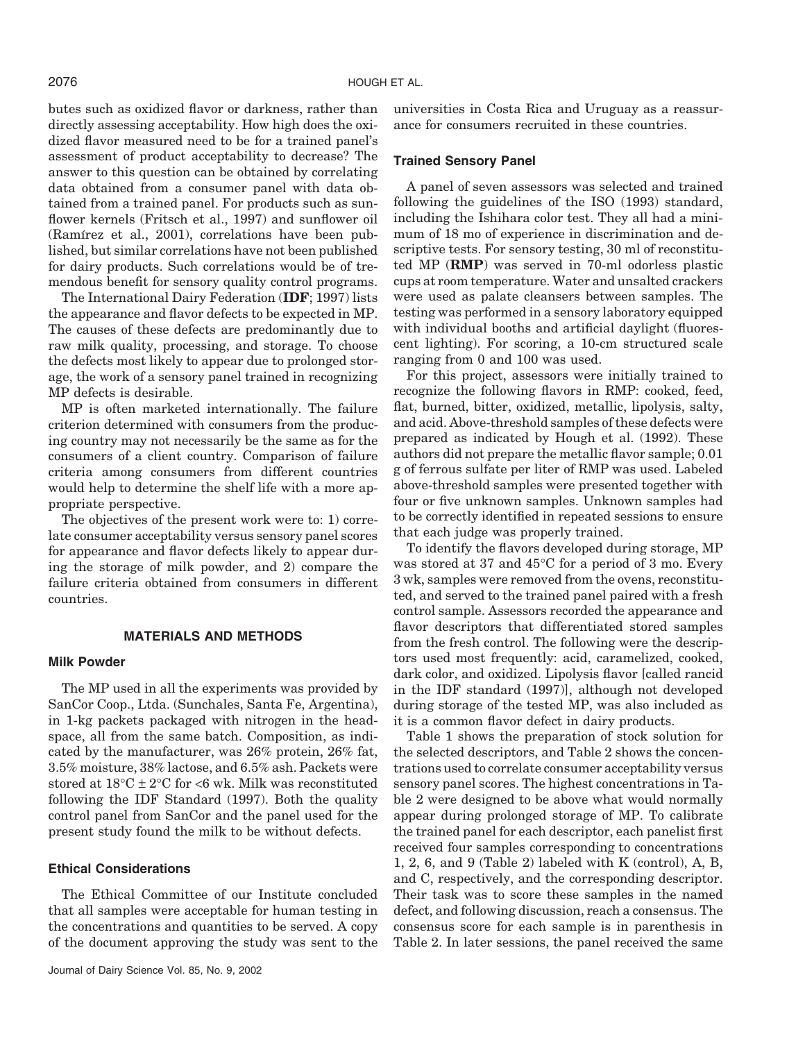butes such as oxidized flavor or darkness, rather than directly assessing acceptability. How high does the oxidized flavor measured need to be for a trained panel's assessment of product acceptability to decrease? The answer to this question can be obtained by correlating data obtained from a consumer panel with data obtained from a trained panel. For products such as sunflower kernels (Fritsch et al., 1997) and sunflower oil (Ramírez et al., 2001), correlations have been published, but similar correlations have not been published for dairy products. Such correlations would be of tremendous benefit for sensory quality control programs.

The International Dairy Federation (**IDF**; 1997) lists the appearance and flavor defects to be expected in MP. The causes of these defects are predominantly due to raw milk quality, processing, and storage. To choose the defects most likely to appear due to prolonged storage, the work of a sensory panel trained in recognizing MP defects is desirable.

MP is often marketed internationally. The failure criterion determined with consumers from the producing country may not necessarily be the same as for the consumers of a client country. Comparison of failure criteria among consumers from different countries would help to determine the shelf life with a more appropriate perspective.

The objectives of the present work were to: 1) correlate consumer acceptability versus sensory panel scores for appearance and flavor defects likely to appear during the storage of milk powder, and 2) compare the failure criteria obtained from consumers in different countries.

## MATERIALS AND METHODS

### Milk Powder

The MP used in all the experiments was provided by SanCor Coop., Ltda. (Sunchales, Santa Fe, Argentina), in 1-kg packets packaged with nitrogen in the headspace, all from the same batch. Composition, as indicated by the manufacturer, was 26% protein, 26% fat, 3.5% moisture, 38% lactose, and 6.5% ash. Packets were stored at 18°C ± 2°C for <6 wk. Milk was reconstituted following the IDF Standard (1997). Both the quality control panel from SanCor and the panel used for the present study found the milk to be without defects.

### Ethical Considerations

The Ethical Committee of our Institute concluded that all samples were acceptable for human testing in the concentrations and quantities to be served. A copy of the document approving the study was sent to the universities in Costa Rica and Uruguay as a reassurance for consumers recruited in these countries.

### Trained Sensory Panel

A panel of seven assessors was selected and trained following the guidelines of the ISO (1993) standard, including the Ishihara color test. They all had a minimum of 18 mo of experience in discrimination and descriptive tests. For sensory testing, 30 ml of reconstituted MP (**RMP**) was served in 70-ml odorless plastic cups at room temperature. Water and unsalted crackers were used as palate cleansers between samples. The testing was performed in a sensory laboratory equipped with individual booths and artificial daylight (fluorescent lighting). For scoring, a 10-cm structured scale ranging from 0 and 100 was used.

For this project, assessors were initially trained to recognize the following flavors in RMP: cooked, feed, flat, burned, bitter, oxidized, metallic, lipolysis, salty, and acid. Above-threshold samples of these defects were prepared as indicated by Hough et al. (1992). These authors did not prepare the metallic flavor sample; 0.01 g of ferrous sulfate per liter of RMP was used. Labeled above-threshold samples were presented together with four or five unknown samples. Unknown samples had to be correctly identified in repeated sessions to ensure that each judge was properly trained.

To identify the flavors developed during storage, MP was stored at 37 and 45°C for a period of 3 mo. Every 3 wk, samples were removed from the ovens, reconstituted, and served to the trained panel paired with a fresh control sample. Assessors recorded the appearance and flavor descriptors that differentiated stored samples from the fresh control. The following were the descriptors used most frequently: acid, caramelized, cooked, dark color, and oxidized. Lipolysis flavor [called rancid in the IDF standard (1997)], although not developed during storage of the tested MP, was also included as it is a common flavor defect in dairy products.

Table 1 shows the preparation of stock solution for the selected descriptors, and Table 2 shows the concentrations used to correlate consumer acceptability versus sensory panel scores. The highest concentrations in Table 2 were designed to be above what would normally appear during prolonged storage of MP. To calibrate the trained panel for each descriptor, each panelist first received four samples corresponding to concentrations 1, 2, 6, and 9 (Table 2) labeled with K (control), A, B, and C, respectively, and the corresponding descriptor. Their task was to score these samples in the named defect, and following discussion, reach a consensus. The consensus score for each sample is in parenthesis in Table 2. In later sessions, the panel received the same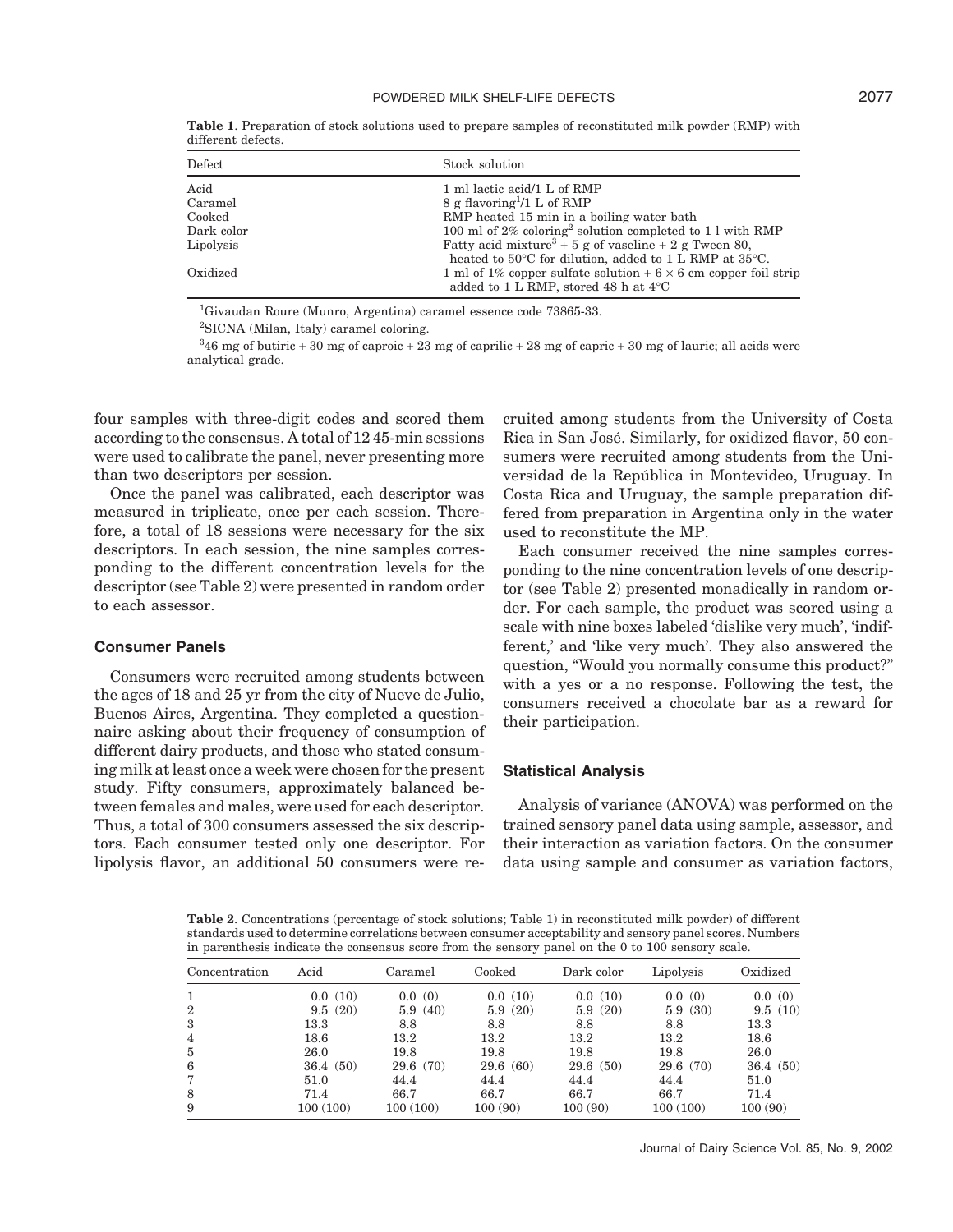**Table 1**. Preparation of stock solutions used to prepare samples of reconstituted milk powder (RMP) with different defects.

| Defect | Stock solution |
|---|---|
| Acid | 1 ml lactic acid/1 L of RMP |
| Caramel | 8 g flavoring[1]/1 L of RMP |
| Cooked | RMP heated 15 min in a boiling water bath |
| Dark color | 100 ml of 2% coloring[2] solution completed to 1 l with RMP |
| Lipolysis | Fatty acid mixture[3] + 5 g of vaseline + 2 g Tween 80, heated to 50°C for dilution, added to 1 L RMP at 35°C. |
| Oxidized | 1 ml of 1% copper sulfate solution + 6 × 6 cm copper foil strip added to 1 L RMP, stored 48 h at 4°C |

[1]Givaudan Roure (Munro, Argentina) caramel essence code 73865-33.

[2]SICNA (Milan, Italy) caramel coloring.

[3]46 mg of butiric + 30 mg of caproic + 23 mg of caprilic + 28 mg of capric + 30 mg of lauric; all acids were analytical grade.

four samples with three-digit codes and scored them according to the consensus. A total of 12 45-min sessions were used to calibrate the panel, never presenting more than two descriptors per session.

Once the panel was calibrated, each descriptor was measured in triplicate, once per each session. Therefore, a total of 18 sessions were necessary for the six descriptors. In each session, the nine samples corresponding to the different concentration levels for the descriptor (see Table 2) were presented in random order to each assessor.

### Consumer Panels

Consumers were recruited among students between the ages of 18 and 25 yr from the city of Nueve de Julio, Buenos Aires, Argentina. They completed a questionnaire asking about their frequency of consumption of different dairy products, and those who stated consuming milk at least once a week were chosen for the present study. Fifty consumers, approximately balanced between females and males, were used for each descriptor. Thus, a total of 300 consumers assessed the six descriptors. Each consumer tested only one descriptor. For lipolysis flavor, an additional 50 consumers were recruited among students from the University of Costa Rica in San José. Similarly, for oxidized flavor, 50 consumers were recruited among students from the Universidad de la República in Montevideo, Uruguay. In Costa Rica and Uruguay, the sample preparation differed from preparation in Argentina only in the water used to reconstitute the MP.

Each consumer received the nine samples corresponding to the nine concentration levels of one descriptor (see Table 2) presented monadically in random order. For each sample, the product was scored using a scale with nine boxes labeled 'dislike very much', 'indifferent,' and 'like very much'. They also answered the question, "Would you normally consume this product?" with a yes or a no response. Following the test, the consumers received a chocolate bar as a reward for their participation.

### Statistical Analysis

Analysis of variance (ANOVA) was performed on the trained sensory panel data using sample, assessor, and their interaction as variation factors. On the consumer data using sample and consumer as variation factors,

**Table 2**. Concentrations (percentage of stock solutions; Table 1) in reconstituted milk powder) of different standards used to determine correlations between consumer acceptability and sensory panel scores. Numbers in parenthesis indicate the consensus score from the sensory panel on the 0 to 100 sensory scale.

| Concentration | Acid | Caramel | Cooked | Dark color | Lipolysis | Oxidized |
|---|---|---|---|---|---|---|
| 1 | 0.0 (10) | 0.0 (0) | 0.0 (10) | 0.0 (10) | 0.0 (0) | 0.0 (0) |
| 2 | 9.5 (20) | 5.9 (40) | 5.9 (20) | 5.9 (20) | 5.9 (30) | 9.5 (10) |
| 3 | 13.3 | 8.8 | 8.8 | 8.8 | 8.8 | 13.3 |
| 4 | 18.6 | 13.2 | 13.2 | 13.2 | 13.2 | 18.6 |
| 5 | 26.0 | 19.8 | 19.8 | 19.8 | 19.8 | 26.0 |
| 6 | 36.4 (50) | 29.6 (70) | 29.6 (60) | 29.6 (50) | 29.6 (70) | 36.4 (50) |
| 7 | 51.0 | 44.4 | 44.4 | 44.4 | 44.4 | 51.0 |
| 8 | 71.4 | 66.7 | 66.7 | 66.7 | 66.7 | 71.4 |
| 9 | 100 (100) | 100 (100) | 100 (90) | 100 (90) | 100 (100) | 100 (90) |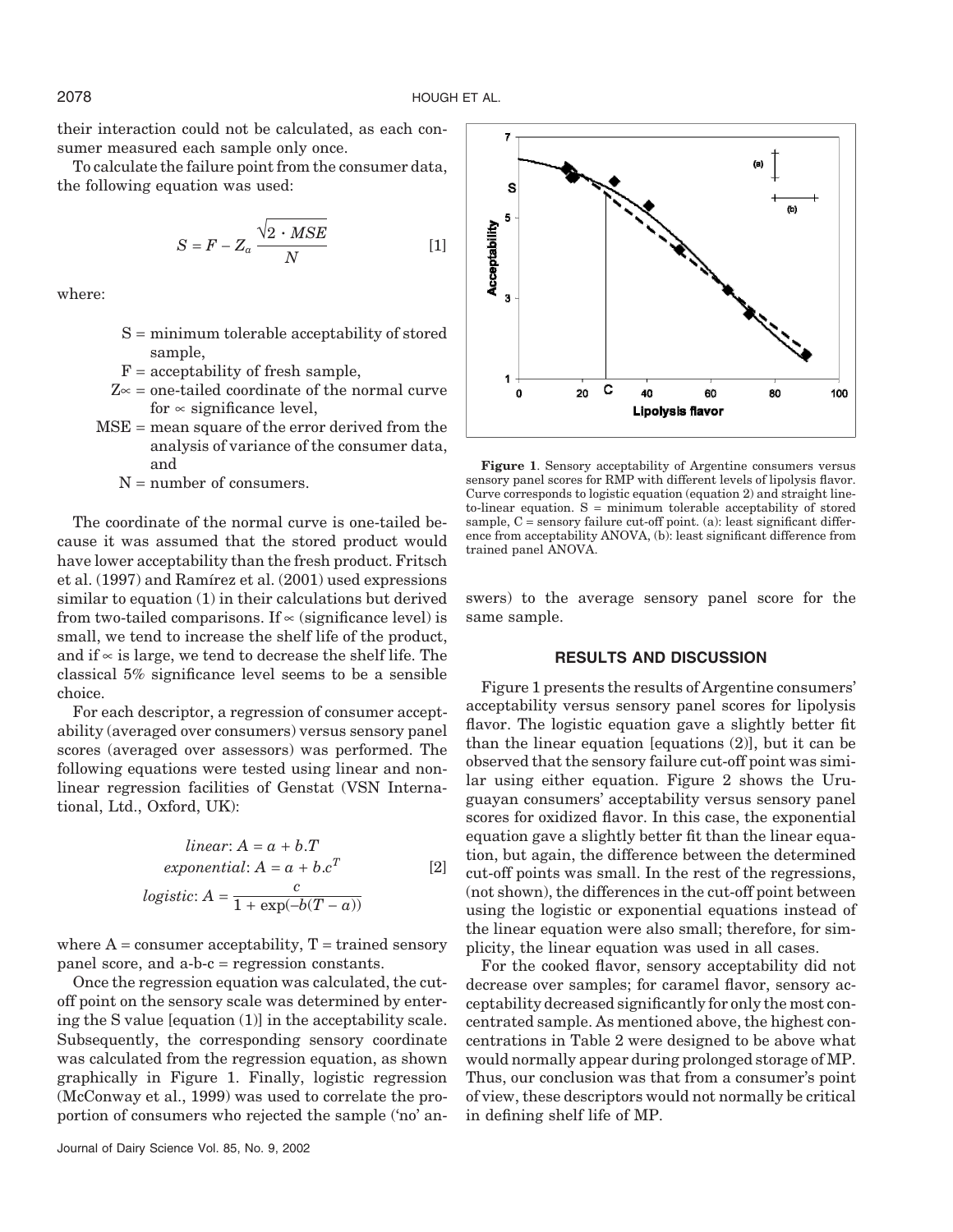their interaction could not be calculated, as each consumer measured each sample only once.

To calculate the failure point from the consumer data, the following equation was used:

$$S = F - Z_a \frac{\sqrt{2 \cdot MSE}}{N} \qquad [1]$$

where:

- S = minimum tolerable acceptability of stored sample,
- F = acceptability of fresh sample,
- $Z_\propto$ = one-tailed coordinate of the normal curve for $\propto$ significance level,
- MSE = mean square of the error derived from the analysis of variance of the consumer data, and
- N = number of consumers.

The coordinate of the normal curve is one-tailed because it was assumed that the stored product would have lower acceptability than the fresh product. Fritsch et al. (1997) and Ramírez et al. (2001) used expressions similar to equation (1) in their calculations but derived from two-tailed comparisons. If $\propto$ (significance level) is small, we tend to increase the shelf life of the product, and if $\propto$ is large, we tend to decrease the shelf life. The classical 5% significance level seems to be a sensible choice.

For each descriptor, a regression of consumer acceptability (averaged over consumers) versus sensory panel scores (averaged over assessors) was performed. The following equations were tested using linear and nonlinear regression facilities of Genstat (VSN International, Ltd., Oxford, UK):

$$\begin{aligned} &linear: A = a + b.T \\ &exponential: A = a + b.c^T \\ &logistic: A = \frac{c}{1 + \exp(-b(T - a))} \end{aligned} \qquad [2]$$

where A = consumer acceptability, T = trained sensory panel score, and a-b-c = regression constants.

Once the regression equation was calculated, the cut-off point on the sensory scale was determined by entering the S value [equation (1)] in the acceptability scale. Subsequently, the corresponding sensory coordinate was calculated from the regression equation, as shown graphically in Figure 1. Finally, logistic regression (McConway et al., 1999) was used to correlate the proportion of consumers who rejected the sample ('no' answers) to the average sensory panel score for the same sample.

**Figure 1**. Sensory acceptability of Argentine consumers versus sensory panel scores for RMP with different levels of lipolysis flavor. Curve corresponds to logistic equation (equation 2) and straight line-to-linear equation. S = minimum tolerable acceptability of stored sample, C = sensory failure cut-off point. (a): least significant difference from acceptability ANOVA, (b): least significant difference from trained panel ANOVA.

## RESULTS AND DISCUSSION

Figure 1 presents the results of Argentine consumers' acceptability versus sensory panel scores for lipolysis flavor. The logistic equation gave a slightly better fit than the linear equation [equations (2)], but it can be observed that the sensory failure cut-off point was similar using either equation. Figure 2 shows the Uruguayan consumers' acceptability versus sensory panel scores for oxidized flavor. In this case, the exponential equation gave a slightly better fit than the linear equation, but again, the difference between the determined cut-off points was small. In the rest of the regressions, (not shown), the differences in the cut-off point between using the logistic or exponential equations instead of the linear equation were also small; therefore, for simplicity, the linear equation was used in all cases.

For the cooked flavor, sensory acceptability did not decrease over samples; for caramel flavor, sensory acceptability decreased significantly for only the most concentrated sample. As mentioned above, the highest concentrations in Table 2 were designed to be above what would normally appear during prolonged storage of MP. Thus, our conclusion was that from a consumer's point of view, these descriptors would not normally be critical in defining shelf life of MP.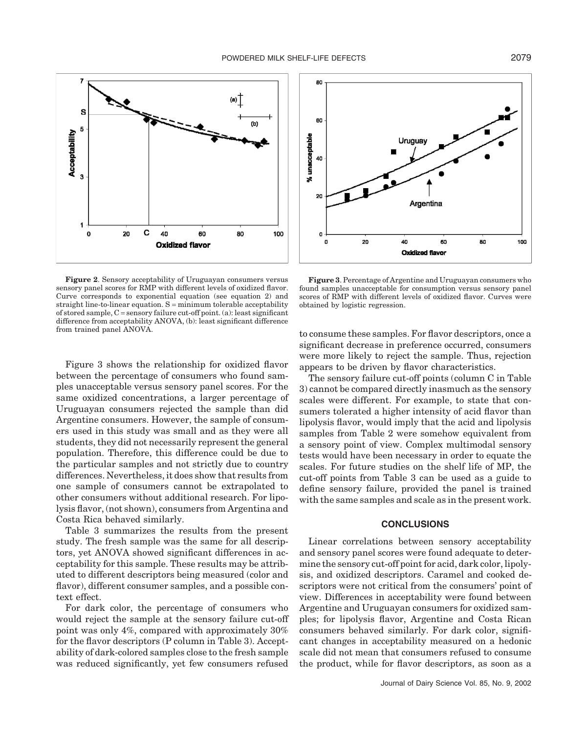**Figure 2**. Sensory acceptability of Uruguayan consumers versus sensory panel scores for RMP with different levels of oxidized flavor. Curve corresponds to exponential equation (see equation 2) and straight line-to-linear equation. S = minimum tolerable acceptability of stored sample, C = sensory failure cut-off point. (a): least significant difference from acceptability ANOVA, (b): least significant difference from trained panel ANOVA.

**Figure 3**. Percentage of Argentine and Uruguayan consumers who found samples unacceptable for consumption versus sensory panel scores of RMP with different levels of oxidized flavor. Curves were obtained by logistic regression.

Figure 3 shows the relationship for oxidized flavor between the percentage of consumers who found samples unacceptable versus sensory panel scores. For the same oxidized concentrations, a larger percentage of Uruguayan consumers rejected the sample than did Argentine consumers. However, the sample of consumers used in this study was small and as they were all students, they did not necessarily represent the general population. Therefore, this difference could be due to the particular samples and not strictly due to country differences. Nevertheless, it does show that results from one sample of consumers cannot be extrapolated to other consumers without additional research. For lipolysis flavor, (not shown), consumers from Argentina and Costa Rica behaved similarly.

Table 3 summarizes the results from the present study. The fresh sample was the same for all descriptors, yet ANOVA showed significant differences in acceptability for this sample. These results may be attributed to different descriptors being measured (color and flavor), different consumer samples, and a possible context effect.

For dark color, the percentage of consumers who would reject the sample at the sensory failure cut-off point was only 4%, compared with approximately 30% for the flavor descriptors (P column in Table 3). Acceptability of dark-colored samples close to the fresh sample was reduced significantly, yet few consumers refused to consume these samples. For flavor descriptors, once a significant decrease in preference occurred, consumers were more likely to reject the sample. Thus, rejection appears to be driven by flavor characteristics.

The sensory failure cut-off points (column C in Table 3) cannot be compared directly inasmuch as the sensory scales were different. For example, to state that consumers tolerated a higher intensity of acid flavor than lipolysis flavor, would imply that the acid and lipolysis samples from Table 2 were somehow equivalent from a sensory point of view. Complex multimodal sensory tests would have been necessary in order to equate the scales. For future studies on the shelf life of MP, the cut-off points from Table 3 can be used as a guide to define sensory failure, provided the panel is trained with the same samples and scale as in the present work.

## CONCLUSIONS

Linear correlations between sensory acceptability and sensory panel scores were found adequate to determine the sensory cut-off point for acid, dark color, lipolysis, and oxidized descriptors. Caramel and cooked descriptors were not critical from the consumers' point of view. Differences in acceptability were found between Argentine and Uruguayan consumers for oxidized samples; for lipolysis flavor, Argentine and Costa Rican consumers behaved similarly. For dark color, significant changes in acceptability measured on a hedonic scale did not mean that consumers refused to consume the product, while for flavor descriptors, as soon as a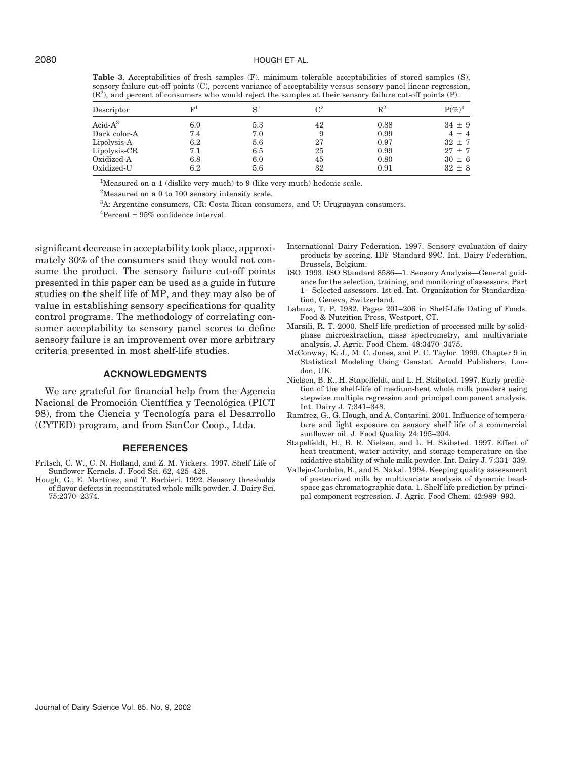**Table 3**. Acceptabilities of fresh samples (F), minimum tolerable acceptabilities of stored samples (S), sensory failure cut-off points (C), percent variance of acceptability versus sensory panel linear regression, ($R^2$), and percent of consumers who would reject the samples at their sensory failure cut-off points (P).

| Descriptor | F[1] | S[1] | C[2] | $R^2$ | P(%)[4] |
|---|---|---|---|---|---|
| Acid-A[3] | 6.0 | 5.3 | 42 | 0.88 | 34 ± 9 |
| Dark color-A | 7.4 | 7.0 | 9 | 0.99 | 4 ± 4 |
| Lipolysis-A | 6.2 | 5.6 | 27 | 0.97 | 32 ± 7 |
| Lipolysis-CR | 7.1 | 6.5 | 25 | 0.99 | 27 ± 7 |
| Oxidized-A | 6.8 | 6.0 | 45 | 0.80 | 30 ± 6 |
| Oxidized-U | 6.2 | 5.6 | 32 | 0.91 | 32 ± 8 |

[1]Measured on a 1 (dislike very much) to 9 (like very much) hedonic scale.

[2]Measured on a 0 to 100 sensory intensity scale.

[3]A: Argentine consumers, CR: Costa Rican consumers, and U: Uruguayan consumers.

[4]Percent ± 95% confidence interval.

significant decrease in acceptability took place, approximately 30% of the consumers said they would not consume the product. The sensory failure cut-off points presented in this paper can be used as a guide in future studies on the shelf life of MP, and they may also be of value in establishing sensory specifications for quality control programs. The methodology of correlating consumer acceptability to sensory panel scores to define sensory failure is an improvement over more arbitrary criteria presented in most shelf-life studies.

## ACKNOWLEDGMENTS

We are grateful for financial help from the Agencia Nacional de Promoción Científica y Tecnológica (PICT 98), from the Ciencia y Tecnología para el Desarrollo (CYTED) program, and from SanCor Coop., Ltda.

## REFERENCES

Fritsch, C. W., C. N. Hofland, and Z. M. Vickers. 1997. Shelf Life of Sunflower Kernels. J. Food Sci. 62, 425–428.

Hough, G., E. Martínez, and T. Barbieri. 1992. Sensory thresholds of flavor defects in reconstituted whole milk powder. J. Dairy Sci. 75:2370–2374.

International Dairy Federation. 1997. Sensory evaluation of dairy products by scoring. IDF Standard 99C. Int. Dairy Federation, Brussels, Belgium.

ISO. 1993. ISO Standard 8586—1. Sensory Analysis—General guidance for the selection, training, and monitoring of assessors. Part 1—Selected assessors. 1st ed. Int. Organization for Standardization, Geneva, Switzerland.

Labuza, T. P. 1982. Pages 201–206 in Shelf-Life Dating of Foods. Food & Nutrition Press, Westport, CT.

Marsili, R. T. 2000. Shelf-life prediction of processed milk by solid-phase microextraction, mass spectrometry, and multivariate analysis. J. Agric. Food Chem. 48:3470–3475.

McConway, K. J., M. C. Jones, and P. C. Taylor. 1999. Chapter 9 in Statistical Modeling Using Genstat. Arnold Publishers, London, UK.

Nielsen, B. R., H. Stapelfeldt, and L. H. Skibsted. 1997. Early prediction of the shelf-life of medium-heat whole milk powders using stepwise multiple regression and principal component analysis. Int. Dairy J. 7:341–348.

Ramírez, G., G. Hough, and A. Contarini. 2001. Influence of temperature and light exposure on sensory shelf life of a commercial sunflower oil. J. Food Quality 24:195–204.

Stapelfeldt, H., B. R. Nielsen, and L. H. Skibsted. 1997. Effect of heat treatment, water activity, and storage temperature on the oxidative stability of whole milk powder. Int. Dairy J. 7:331–339.

Vallejo-Cordoba, B., and S. Nakai. 1994. Keeping quality assessment of pasteurized milk by multivariate analysis of dynamic headspace gas chromatographic data. 1. Shelf life prediction by principal component regression. J. Agric. Food Chem. 42:989–993.